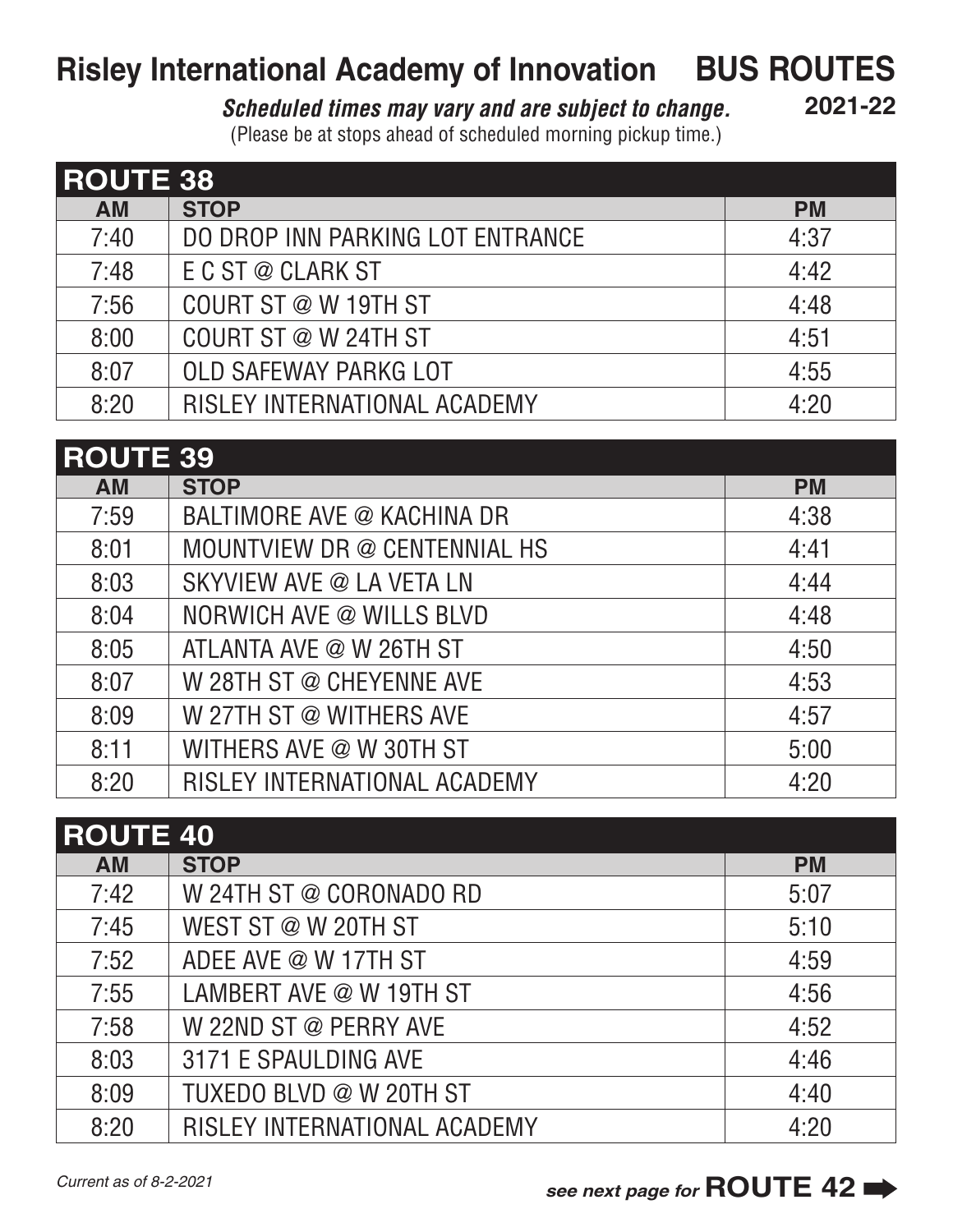# Risley International Academy of Innovation — BUS ROUTES

**2021-22**

***Scheduled times may vary and are subject to change.***
(Please be at stops ahead of scheduled morning pickup time.)

## ROUTE 38

| AM | STOP | PM |
|---|---|---|
| 7:40 | DO DROP INN PARKING LOT ENTRANCE | 4:37 |
| 7:48 | E C ST @ CLARK ST | 4:42 |
| 7:56 | COURT ST @ W 19TH ST | 4:48 |
| 8:00 | COURT ST @ W 24TH ST | 4:51 |
| 8:07 | OLD SAFEWAY PARKG LOT | 4:55 |
| 8:20 | RISLEY INTERNATIONAL ACADEMY | 4:20 |

## ROUTE 39

| AM | STOP | PM |
|---|---|---|
| 7:59 | BALTIMORE AVE @ KACHINA DR | 4:38 |
| 8:01 | MOUNTVIEW DR @ CENTENNIAL HS | 4:41 |
| 8:03 | SKYVIEW AVE @ LA VETA LN | 4:44 |
| 8:04 | NORWICH AVE @ WILLS BLVD | 4:48 |
| 8:05 | ATLANTA AVE @ W 26TH ST | 4:50 |
| 8:07 | W 28TH ST @ CHEYENNE AVE | 4:53 |
| 8:09 | W 27TH ST @ WITHERS AVE | 4:57 |
| 8:11 | WITHERS AVE @ W 30TH ST | 5:00 |
| 8:20 | RISLEY INTERNATIONAL ACADEMY | 4:20 |

## ROUTE 40

| AM | STOP | PM |
|---|---|---|
| 7:42 | W 24TH ST @ CORONADO RD | 5:07 |
| 7:45 | WEST ST @ W 20TH ST | 5:10 |
| 7:52 | ADEE AVE @ W 17TH ST | 4:59 |
| 7:55 | LAMBERT AVE @ W 19TH ST | 4:56 |
| 7:58 | W 22ND ST @ PERRY AVE | 4:52 |
| 8:03 | 3171 E SPAULDING AVE | 4:46 |
| 8:09 | TUXEDO BLVD @ W 20TH ST | 4:40 |
| 8:20 | RISLEY INTERNATIONAL ACADEMY | 4:20 |

*Current as of 8-2-2021*

***see next page for* ROUTE 42 ➡**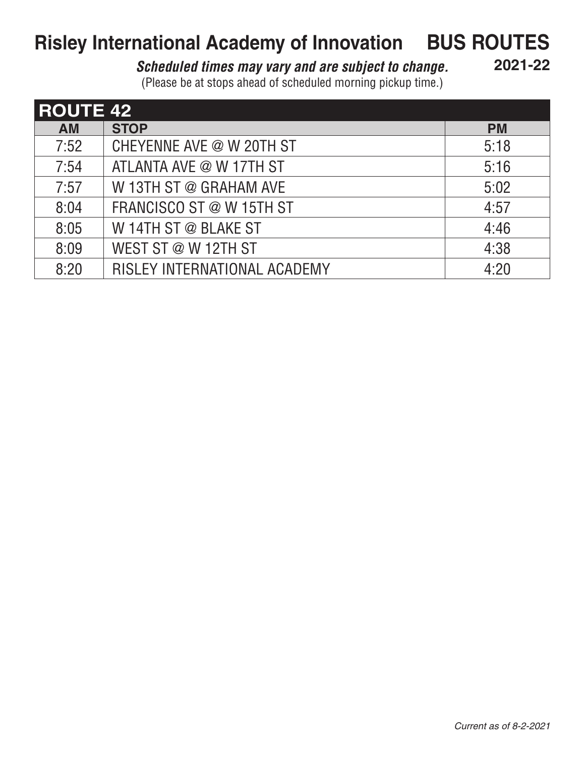# Risley International Academy of Innovation BUS ROUTES

***Scheduled times may vary and are subject to change.*** **2021-22**

(Please be at stops ahead of scheduled morning pickup time.)

## ROUTE 42

| AM | STOP | PM |
|---|---|---|
| 7:52 | CHEYENNE AVE @ W 20TH ST | 5:18 |
| 7:54 | ATLANTA AVE @ W 17TH ST | 5:16 |
| 7:57 | W 13TH ST @ GRAHAM AVE | 5:02 |
| 8:04 | FRANCISCO ST @ W 15TH ST | 4:57 |
| 8:05 | W 14TH ST @ BLAKE ST | 4:46 |
| 8:09 | WEST ST @ W 12TH ST | 4:38 |
| 8:20 | RISLEY INTERNATIONAL ACADEMY | 4:20 |

*Current as of 8-2-2021*